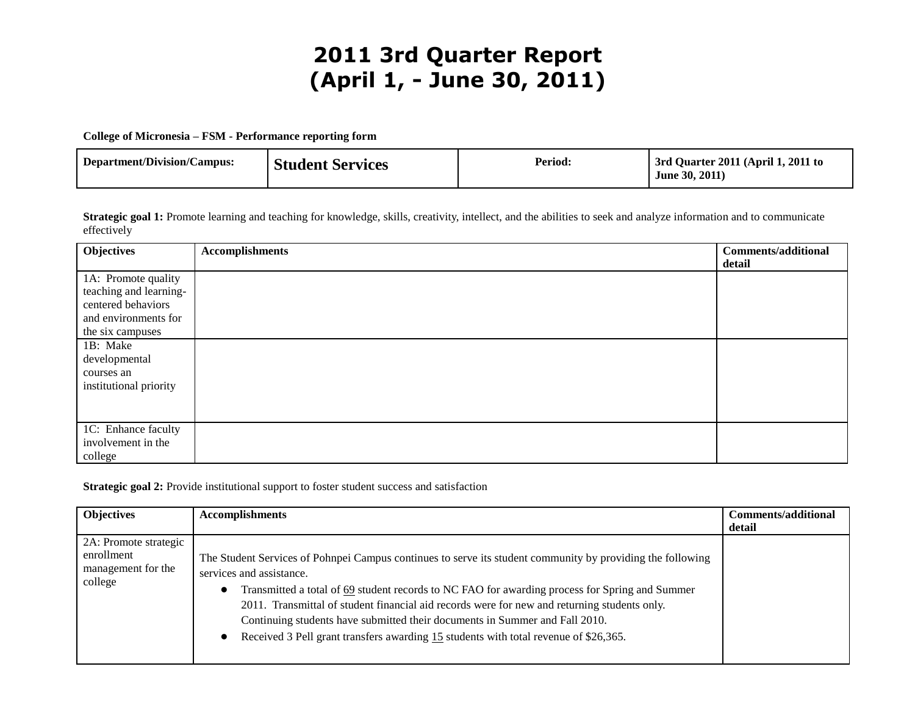# 2011 3rd Quarter Report
# (April 1, - June 30, 2011)

**College of Micronesia – FSM - Performance reporting form**

| **Department/Division/Campus:** | **Student Services** | **Period:** | **3rd Quarter 2011 (April 1, 2011 to June 30, 2011)** |
|---|---|---|---|

**Strategic goal 1:** Promote learning and teaching for knowledge, skills, creativity, intellect, and the abilities to seek and analyze information and to communicate effectively

| **Objectives** | **Accomplishments** | **Comments/additional detail** |
|---|---|---|
| 1A: Promote quality teaching and learning-centered behaviors and environments for the six campuses | | |
| 1B: Make developmental courses an institutional priority | | |
| 1C: Enhance faculty involvement in the college | | |

**Strategic goal 2:** Provide institutional support to foster student success and satisfaction

| **Objectives** | **Accomplishments** | **Comments/additional detail** |
|---|---|---|
| 2A: Promote strategic enrollment management for the college | The Student Services of Pohnpei Campus continues to serve its student community by providing the following services and assistance.<br>• Transmitted a total of 69 student records to NC FAO for awarding process for Spring and Summer 2011. Transmittal of student financial aid records were for new and returning students only. Continuing students have submitted their documents in Summer and Fall 2010.<br>• Received 3 Pell grant transfers awarding 15 students with total revenue of $26,365. | |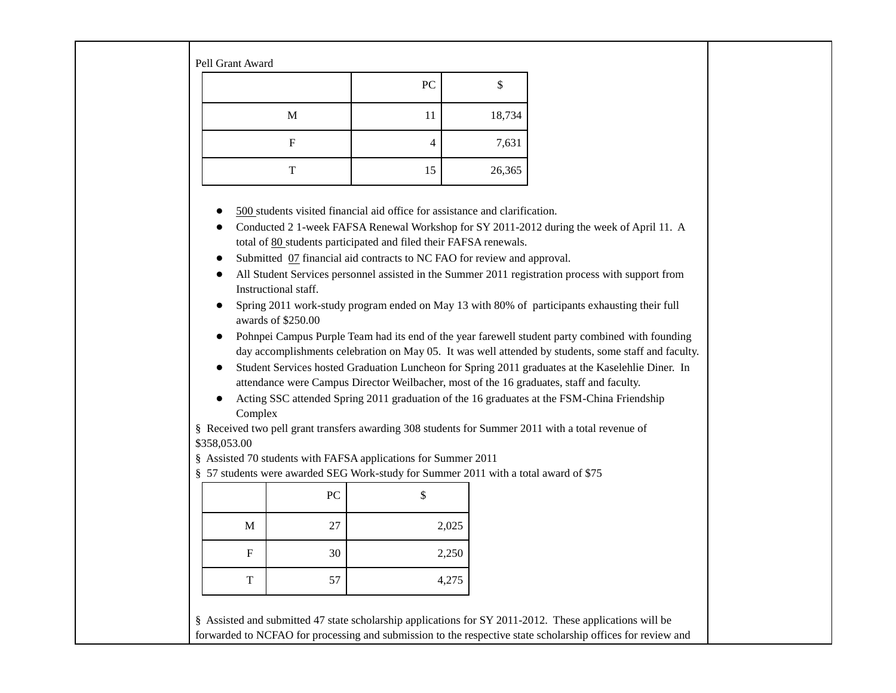Pell Grant Award

| | PC | $ |
|---|---|---|
| M | 11 | 18,734 |
| F | 4 | 7,631 |
| T | 15 | 26,365 |

- 500 students visited financial aid office for assistance and clarification.
- Conducted 2 1-week FAFSA Renewal Workshop for SY 2011-2012 during the week of April 11. A total of 80 students participated and filed their FAFSA renewals.
- Submitted 07 financial aid contracts to NC FAO for review and approval.
- All Student Services personnel assisted in the Summer 2011 registration process with support from Instructional staff.
- Spring 2011 work-study program ended on May 13 with 80% of participants exhausting their full awards of $250.00
- Pohnpei Campus Purple Team had its end of the year farewell student party combined with founding day accomplishments celebration on May 05. It was well attended by students, some staff and faculty.
- Student Services hosted Graduation Luncheon for Spring 2011 graduates at the Kaselehlie Diner. In attendance were Campus Director Weilbacher, most of the 16 graduates, staff and faculty.
- Acting SSC attended Spring 2011 graduation of the 16 graduates at the FSM-China Friendship Complex

§ Received two pell grant transfers awarding 308 students for Summer 2011 with a total revenue of $358,053.00

§ Assisted 70 students with FAFSA applications for Summer 2011

§ 57 students were awarded SEG Work-study for Summer 2011 with a total award of $75

| | PC | $ |
|---|---|---|
| M | 27 | 2,025 |
| F | 30 | 2,250 |
| T | 57 | 4,275 |

§ Assisted and submitted 47 state scholarship applications for SY 2011-2012. These applications will be forwarded to NCFAO for processing and submission to the respective state scholarship offices for review and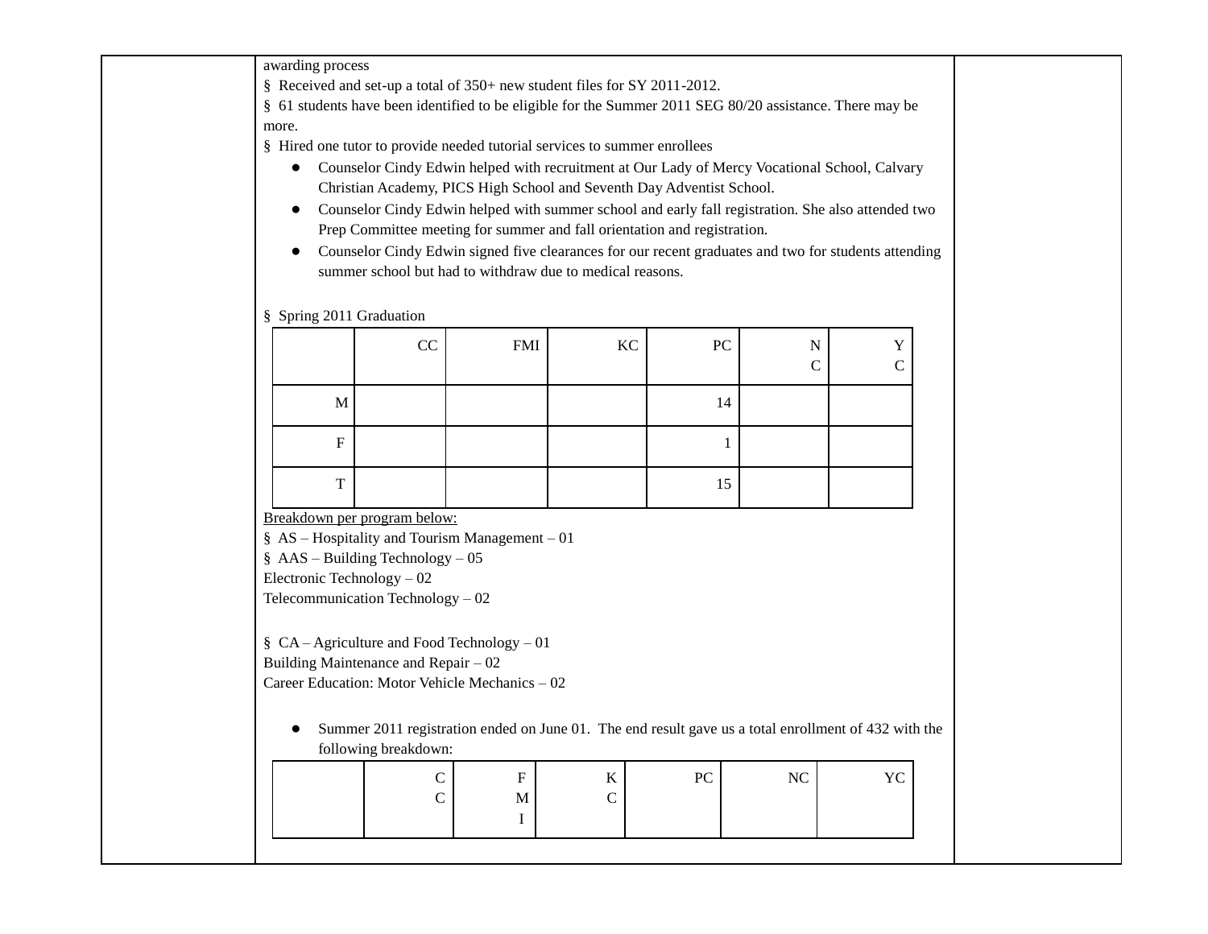awarding process

§ Received and set-up a total of 350+ new student files for SY 2011-2012.

§ 61 students have been identified to be eligible for the Summer 2011 SEG 80/20 assistance. There may be more.

§ Hired one tutor to provide needed tutorial services to summer enrollees

- Counselor Cindy Edwin helped with recruitment at Our Lady of Mercy Vocational School, Calvary Christian Academy, PICS High School and Seventh Day Adventist School.
- Counselor Cindy Edwin helped with summer school and early fall registration. She also attended two Prep Committee meeting for summer and fall orientation and registration.
- Counselor Cindy Edwin signed five clearances for our recent graduates and two for students attending summer school but had to withdraw due to medical reasons.

§ Spring 2011 Graduation

| | CC | FMI | KC | PC | NC | YC |
|---|---|---|---|---|---|---|
| M | | | | 14 | | |
| F | | | | 1 | | |
| T | | | | 15 | | |

Breakdown per program below:

§ AS – Hospitality and Tourism Management – 01

§ AAS – Building Technology – 05

Electronic Technology – 02

Telecommunication Technology – 02

§ CA – Agriculture and Food Technology – 01

Building Maintenance and Repair – 02

Career Education: Motor Vehicle Mechanics – 02

- Summer 2011 registration ended on June 01. The end result gave us a total enrollment of 432 with the following breakdown:

| | CC | FMI | KC | PC | NC | YC |
|---|---|---|---|---|---|---|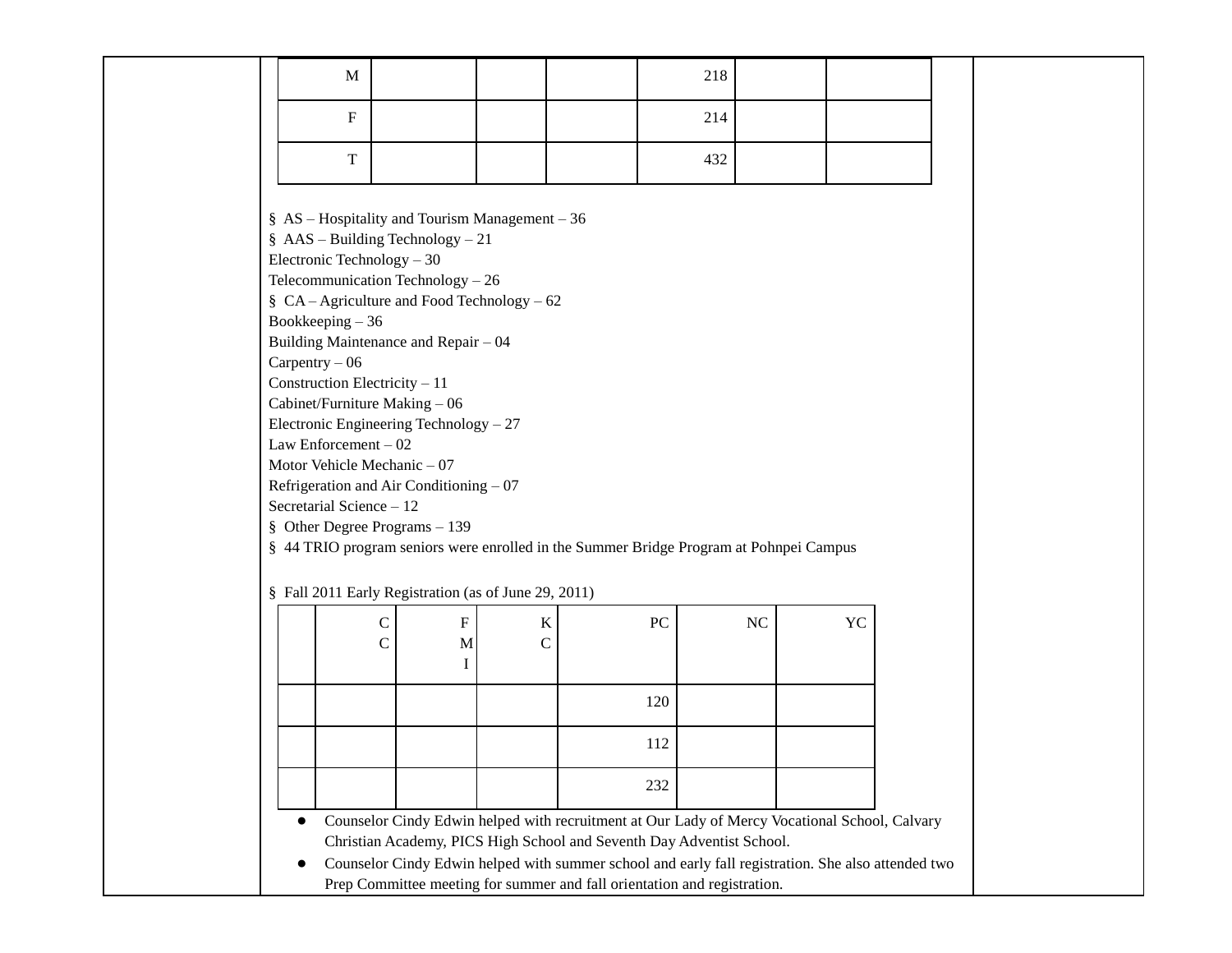| M | | | | 218 | | |
|---|---|---|---|---|---|---|
| F | | | | 214 | | |
| T | | | | 432 | | |

§ AS – Hospitality and Tourism Management – 36
§ AAS – Building Technology – 21
Electronic Technology – 30
Telecommunication Technology – 26
§ CA – Agriculture and Food Technology – 62
Bookkeeping – 36
Building Maintenance and Repair – 04
Carpentry – 06
Construction Electricity – 11
Cabinet/Furniture Making – 06
Electronic Engineering Technology – 27
Law Enforcement – 02
Motor Vehicle Mechanic – 07
Refrigeration and Air Conditioning – 07
Secretarial Science – 12
§ Other Degree Programs – 139
§ 44 TRIO program seniors were enrolled in the Summer Bridge Program at Pohnpei Campus

§ Fall 2011 Early Registration (as of June 29, 2011)

| | CC | FMI | KC | PC | NC | YC |
|---|---|---|---|---|---|---|
| | | | | 120 | | |
| | | | | 112 | | |
| | | | | 232 | | |

- Counselor Cindy Edwin helped with recruitment at Our Lady of Mercy Vocational School, Calvary Christian Academy, PICS High School and Seventh Day Adventist School.
- Counselor Cindy Edwin helped with summer school and early fall registration. She also attended two Prep Committee meeting for summer and fall orientation and registration.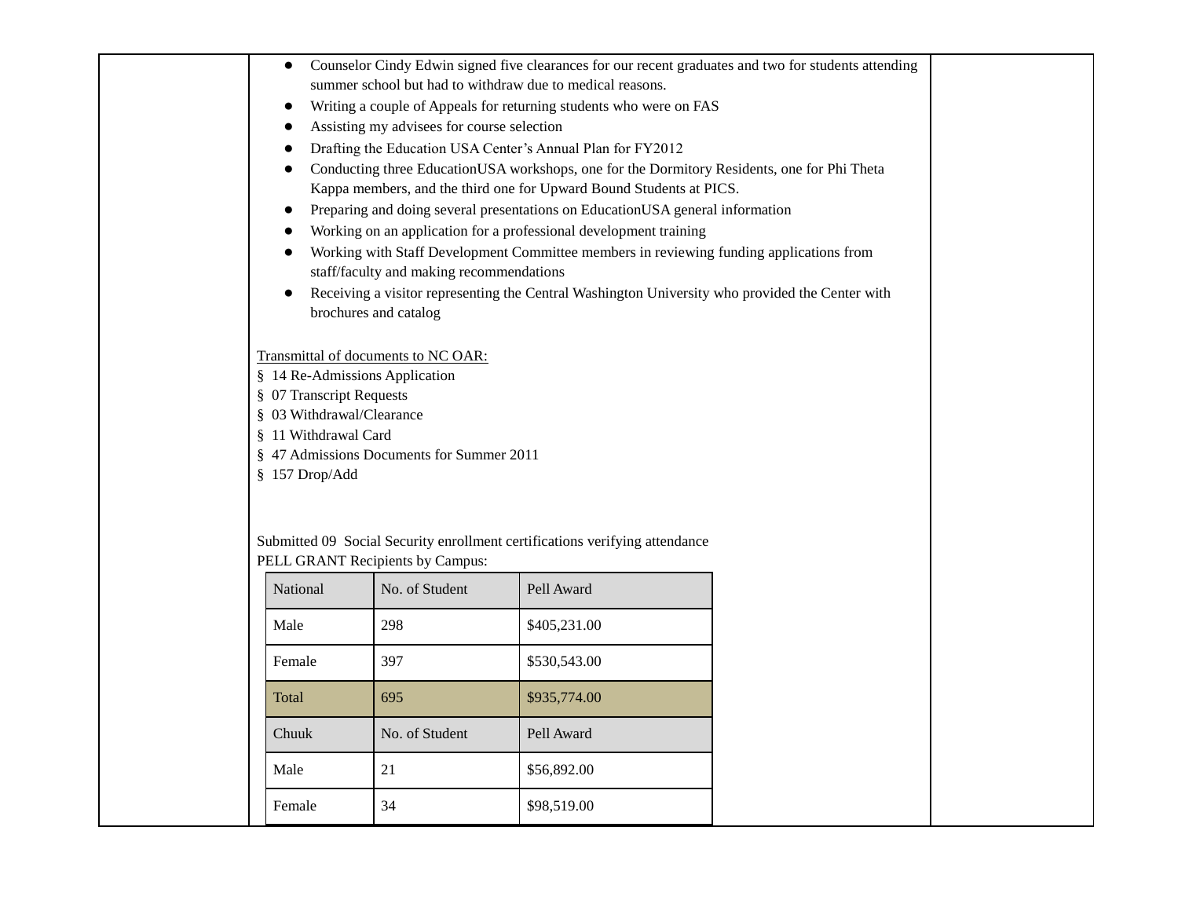- Counselor Cindy Edwin signed five clearances for our recent graduates and two for students attending summer school but had to withdraw due to medical reasons.
- Writing a couple of Appeals for returning students who were on FAS
- Assisting my advisees for course selection
- Drafting the Education USA Center's Annual Plan for FY2012
- Conducting three EducationUSA workshops, one for the Dormitory Residents, one for Phi Theta Kappa members, and the third one for Upward Bound Students at PICS.
- Preparing and doing several presentations on EducationUSA general information
- Working on an application for a professional development training
- Working with Staff Development Committee members in reviewing funding applications from staff/faculty and making recommendations
- Receiving a visitor representing the Central Washington University who provided the Center with brochures and catalog

Transmittal of documents to NC OAR:

§ 14 Re-Admissions Application
§ 07 Transcript Requests
§ 03 Withdrawal/Clearance
§ 11 Withdrawal Card
§ 47 Admissions Documents for Summer 2011
§ 157 Drop/Add

Submitted 09 Social Security enrollment certifications verifying attendance

PELL GRANT Recipients by Campus:

| National | No. of Student | Pell Award |
|---|---|---|
| Male | 298 | $405,231.00 |
| Female | 397 | $530,543.00 |
| Total | 695 | $935,774.00 |
| Chuuk | No. of Student | Pell Award |
| Male | 21 | $56,892.00 |
| Female | 34 | $98,519.00 |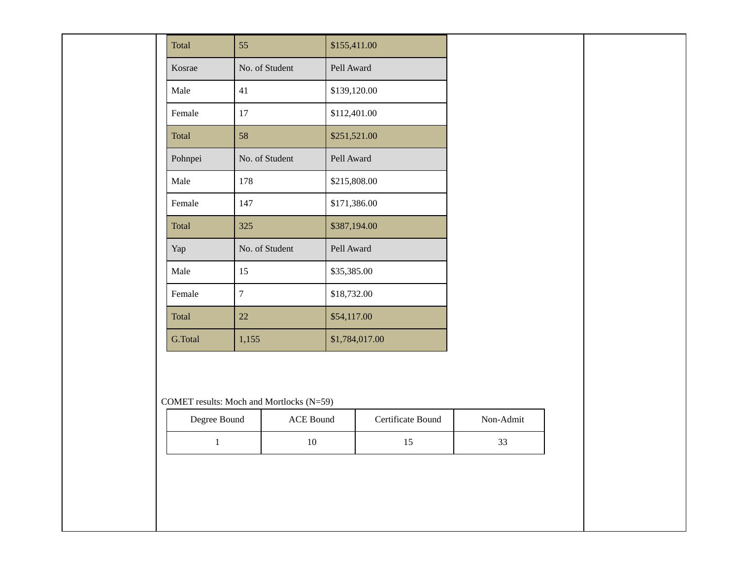| Total | 55 | $155,411.00 |
|---|---|---|
| Kosrae | No. of Student | Pell Award |
| Male | 41 | $139,120.00 |
| Female | 17 | $112,401.00 |
| Total | 58 | $251,521.00 |
| Pohnpei | No. of Student | Pell Award |
| Male | 178 | $215,808.00 |
| Female | 147 | $171,386.00 |
| Total | 325 | $387,194.00 |
| Yap | No. of Student | Pell Award |
| Male | 15 | $35,385.00 |
| Female | 7 | $18,732.00 |
| Total | 22 | $54,117.00 |
| G.Total | 1,155 | $1,784,017.00 |

COMET results: Moch and Mortlocks (N=59)

| Degree Bound | ACE Bound | Certificate Bound | Non-Admit |
|---|---|---|---|
| 1 | 10 | 15 | 33 |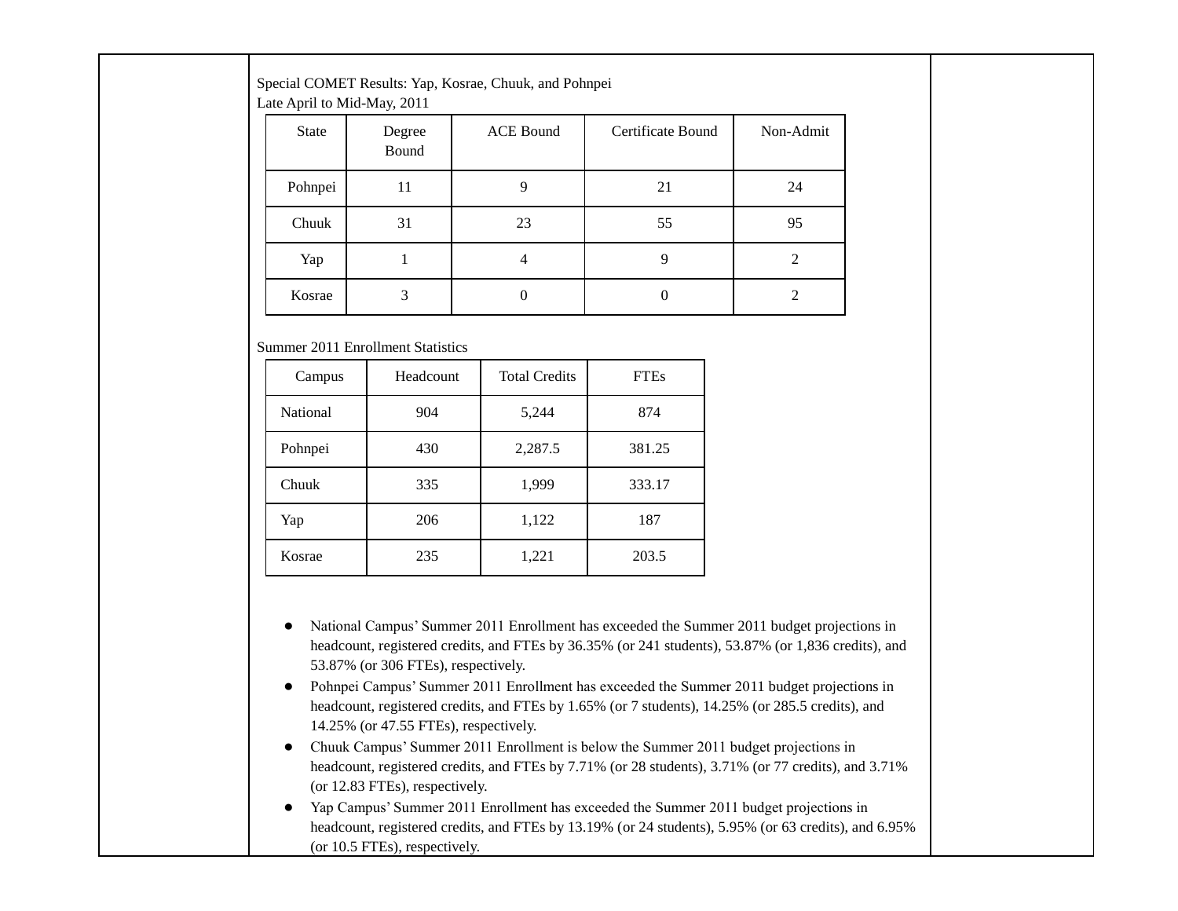Special COMET Results: Yap, Kosrae, Chuuk, and Pohnpei
Late April to Mid-May, 2011

| State | Degree Bound | ACE Bound | Certificate Bound | Non-Admit |
|---|---|---|---|---|
| Pohnpei | 11 | 9 | 21 | 24 |
| Chuuk | 31 | 23 | 55 | 95 |
| Yap | 1 | 4 | 9 | 2 |
| Kosrae | 3 | 0 | 0 | 2 |

Summer 2011 Enrollment Statistics

| Campus | Headcount | Total Credits | FTEs |
|---|---|---|---|
| National | 904 | 5,244 | 874 |
| Pohnpei | 430 | 2,287.5 | 381.25 |
| Chuuk | 335 | 1,999 | 333.17 |
| Yap | 206 | 1,122 | 187 |
| Kosrae | 235 | 1,221 | 203.5 |

- National Campus' Summer 2011 Enrollment has exceeded the Summer 2011 budget projections in headcount, registered credits, and FTEs by 36.35% (or 241 students), 53.87% (or 1,836 credits), and 53.87% (or 306 FTEs), respectively.
- Pohnpei Campus' Summer 2011 Enrollment has exceeded the Summer 2011 budget projections in headcount, registered credits, and FTEs by 1.65% (or 7 students), 14.25% (or 285.5 credits), and 14.25% (or 47.55 FTEs), respectively.
- Chuuk Campus' Summer 2011 Enrollment is below the Summer 2011 budget projections in headcount, registered credits, and FTEs by 7.71% (or 28 students), 3.71% (or 77 credits), and 3.71% (or 12.83 FTEs), respectively.
- Yap Campus' Summer 2011 Enrollment has exceeded the Summer 2011 budget projections in headcount, registered credits, and FTEs by 13.19% (or 24 students), 5.95% (or 63 credits), and 6.95% (or 10.5 FTEs), respectively.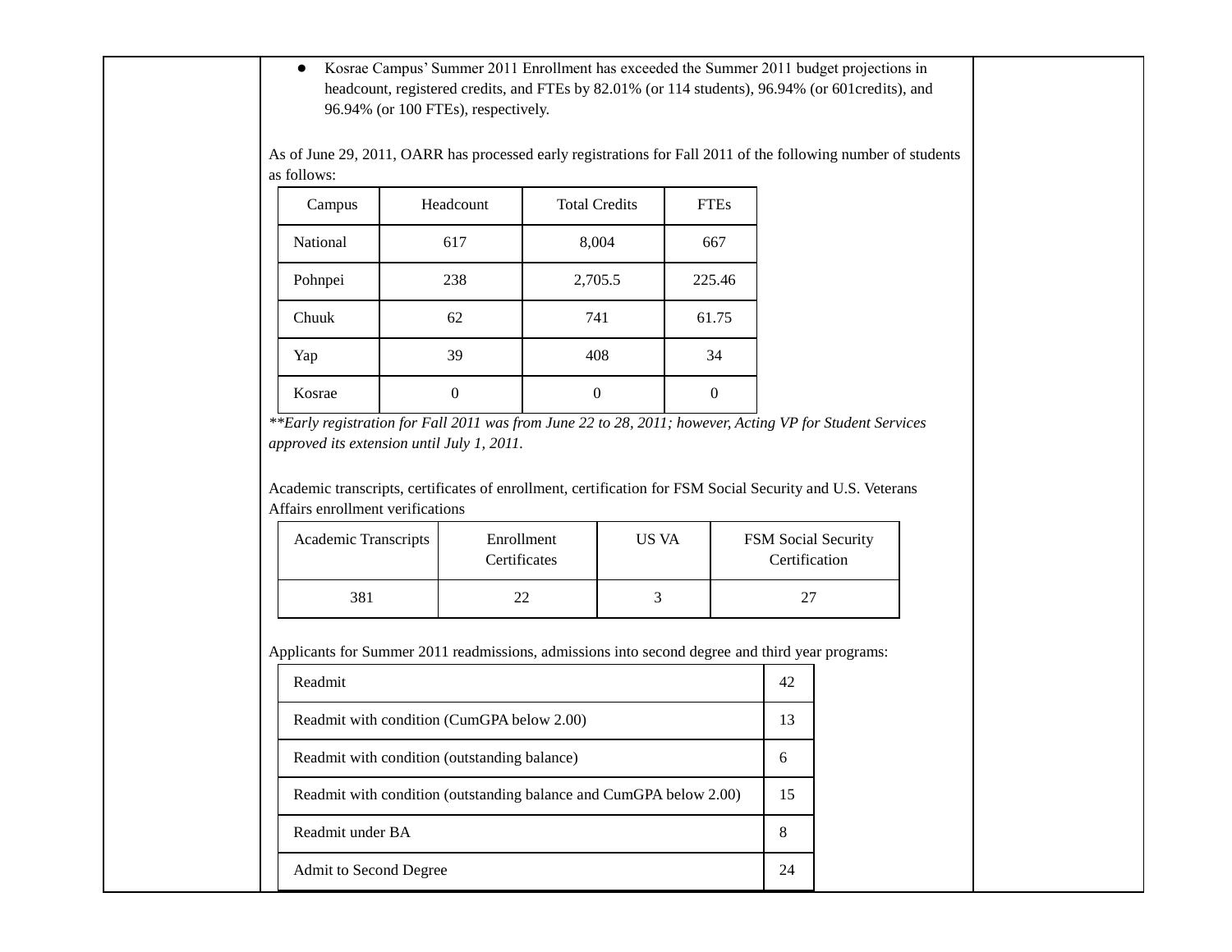- Kosrae Campus' Summer 2011 Enrollment has exceeded the Summer 2011 budget projections in headcount, registered credits, and FTEs by 82.01% (or 114 students), 96.94% (or 601credits), and 96.94% (or 100 FTEs), respectively.

As of June 29, 2011, OARR has processed early registrations for Fall 2011 of the following number of students as follows:

| Campus | Headcount | Total Credits | FTEs |
|---|---|---|---|
| National | 617 | 8,004 | 667 |
| Pohnpei | 238 | 2,705.5 | 225.46 |
| Chuuk | 62 | 741 | 61.75 |
| Yap | 39 | 408 | 34 |
| Kosrae | 0 | 0 | 0 |

*\*\*Early registration for Fall 2011 was from June 22 to 28, 2011; however, Acting VP for Student Services approved its extension until July 1, 2011.*

Academic transcripts, certificates of enrollment, certification for FSM Social Security and U.S. Veterans Affairs enrollment verifications

| Academic Transcripts | Enrollment Certificates | US VA | FSM Social Security Certification |
|---|---|---|---|
| 381 | 22 | 3 | 27 |

Applicants for Summer 2011 readmissions, admissions into second degree and third year programs:

| | |
|---|---|
| Readmit | 42 |
| Readmit with condition (CumGPA below 2.00) | 13 |
| Readmit with condition (outstanding balance) | 6 |
| Readmit with condition (outstanding balance and CumGPA below 2.00) | 15 |
| Readmit under BA | 8 |
| Admit to Second Degree | 24 |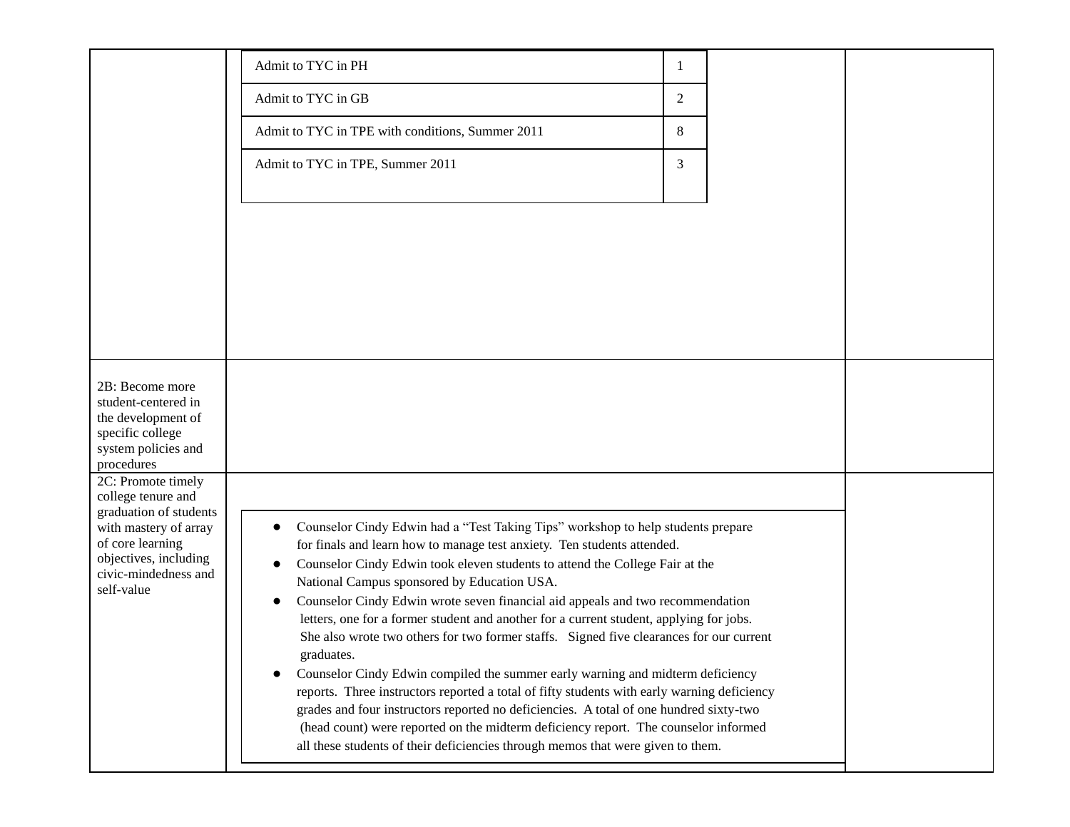| | | |
|---|---|---|
| | | |

| | |
|---|---|
| Admit to TYC in PH | 1 |
| Admit to TYC in GB | 2 |
| Admit to TYC in TPE with conditions, Summer 2011 | 8 |
| Admit to TYC in TPE, Summer 2011 | 3 |

| | | |
|---|---|---|
| 2B: Become more student-centered in the development of specific college system policies and procedures | | |
| 2C: Promote timely college tenure and graduation of students with mastery of array of core learning objectives, including civic-mindedness and self-value | • Counselor Cindy Edwin had a "Test Taking Tips" workshop to help students prepare for finals and learn how to manage test anxiety. Ten students attended.<br>• Counselor Cindy Edwin took eleven students to attend the College Fair at the National Campus sponsored by Education USA.<br>• Counselor Cindy Edwin wrote seven financial aid appeals and two recommendation letters, one for a former student and another for a current student, applying for jobs. She also wrote two others for two former staffs. Signed five clearances for our current graduates.<br>• Counselor Cindy Edwin compiled the summer early warning and midterm deficiency reports. Three instructors reported a total of fifty students with early warning deficiency grades and four instructors reported no deficiencies. A total of one hundred sixty-two (head count) were reported on the midterm deficiency report. The counselor informed all these students of their deficiencies through memos that were given to them. | |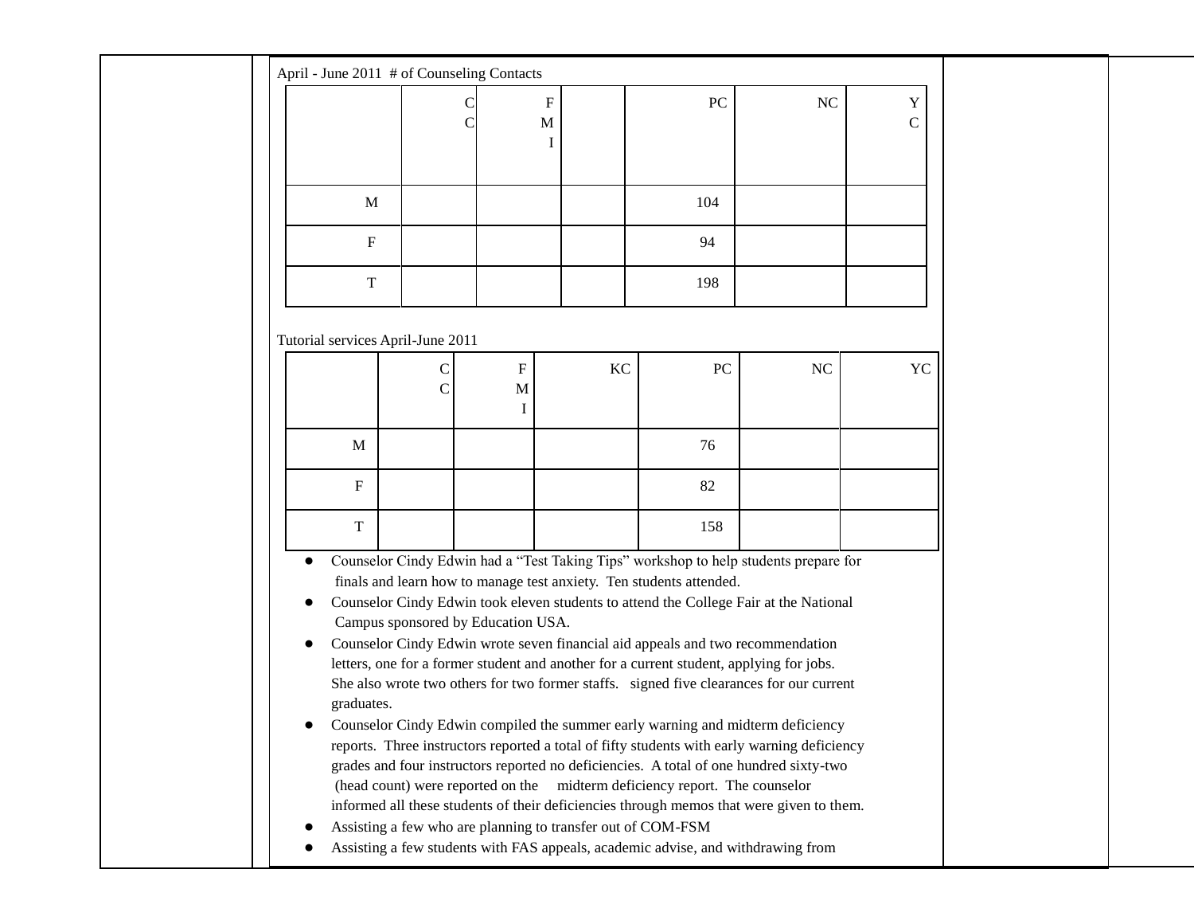April - June 2011 # of Counseling Contacts

| | CC | FMI | | PC | NC | YC |
|---|---|---|---|---|---|---|
| M | | | | 104 | | |
| F | | | | 94 | | |
| T | | | | 198 | | |

Tutorial services April-June 2011

| | CC | FMI | KC | PC | NC | YC |
|---|---|---|---|---|---|---|
| M | | | | 76 | | |
| F | | | | 82 | | |
| T | | | | 158 | | |

- Counselor Cindy Edwin had a "Test Taking Tips" workshop to help students prepare for finals and learn how to manage test anxiety. Ten students attended.
- Counselor Cindy Edwin took eleven students to attend the College Fair at the National Campus sponsored by Education USA.
- Counselor Cindy Edwin wrote seven financial aid appeals and two recommendation letters, one for a former student and another for a current student, applying for jobs. She also wrote two others for two former staffs. signed five clearances for our current graduates.
- Counselor Cindy Edwin compiled the summer early warning and midterm deficiency reports. Three instructors reported a total of fifty students with early warning deficiency grades and four instructors reported no deficiencies. A total of one hundred sixty-two (head count) were reported on the midterm deficiency report. The counselor informed all these students of their deficiencies through memos that were given to them.
- Assisting a few who are planning to transfer out of COM-FSM
- Assisting a few students with FAS appeals, academic advise, and withdrawing from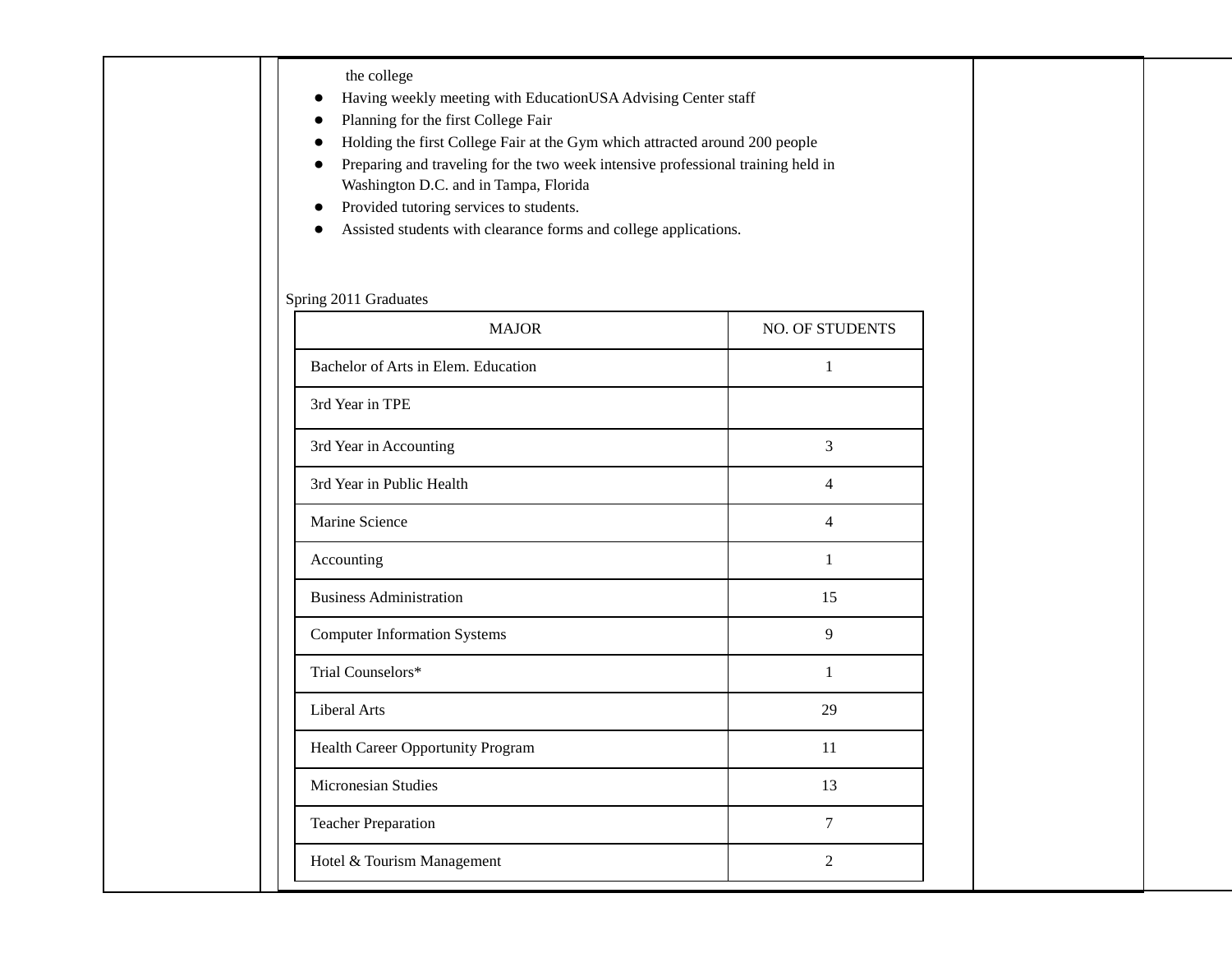the college

- Having weekly meeting with EducationUSA Advising Center staff
- Planning for the first College Fair
- Holding the first College Fair at the Gym which attracted around 200 people
- Preparing and traveling for the two week intensive professional training held in Washington D.C. and in Tampa, Florida
- Provided tutoring services to students.
- Assisted students with clearance forms and college applications.

Spring 2011 Graduates

| MAJOR | NO. OF STUDENTS |
|---|---|
| Bachelor of Arts in Elem. Education | 1 |
| 3rd Year in TPE | |
| 3rd Year in Accounting | 3 |
| 3rd Year in Public Health | 4 |
| Marine Science | 4 |
| Accounting | 1 |
| Business Administration | 15 |
| Computer Information Systems | 9 |
| Trial Counselors* | 1 |
| Liberal Arts | 29 |
| Health Career Opportunity Program | 11 |
| Micronesian Studies | 13 |
| Teacher Preparation | 7 |
| Hotel & Tourism Management | 2 |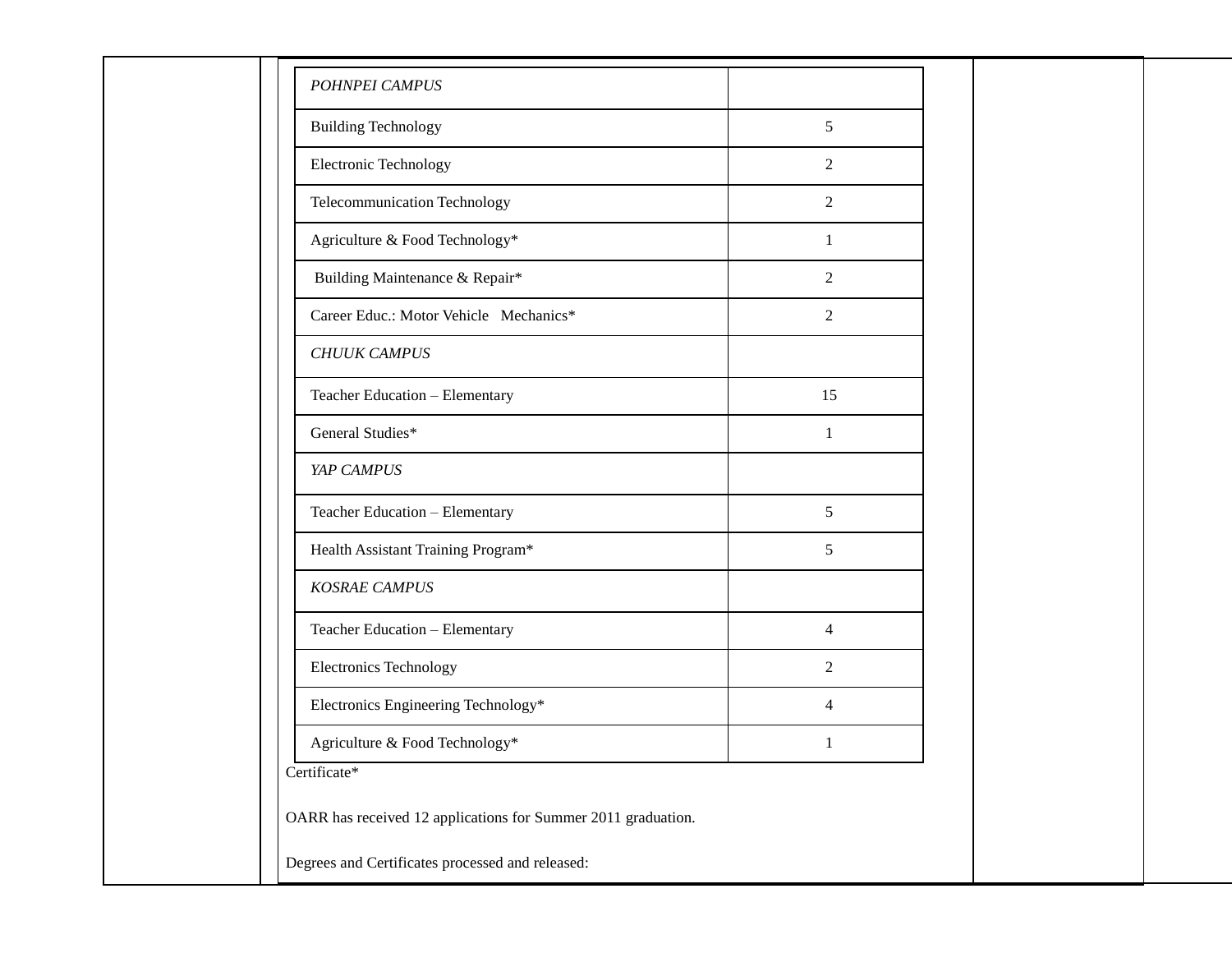| *POHNPEI CAMPUS* | |
|---|---|
| Building Technology | 5 |
| Electronic Technology | 2 |
| Telecommunication Technology | 2 |
| Agriculture & Food Technology* | 1 |
| Building Maintenance & Repair* | 2 |
| Career Educ.: Motor Vehicle Mechanics* | 2 |
| *CHUUK CAMPUS* | |
| Teacher Education – Elementary | 15 |
| General Studies* | 1 |
| *YAP CAMPUS* | |
| Teacher Education – Elementary | 5 |
| Health Assistant Training Program* | 5 |
| *KOSRAE CAMPUS* | |
| Teacher Education – Elementary | 4 |
| Electronics Technology | 2 |
| Electronics Engineering Technology* | 4 |
| Agriculture & Food Technology* | 1 |

Certificate*

OARR has received 12 applications for Summer 2011 graduation.

Degrees and Certificates processed and released: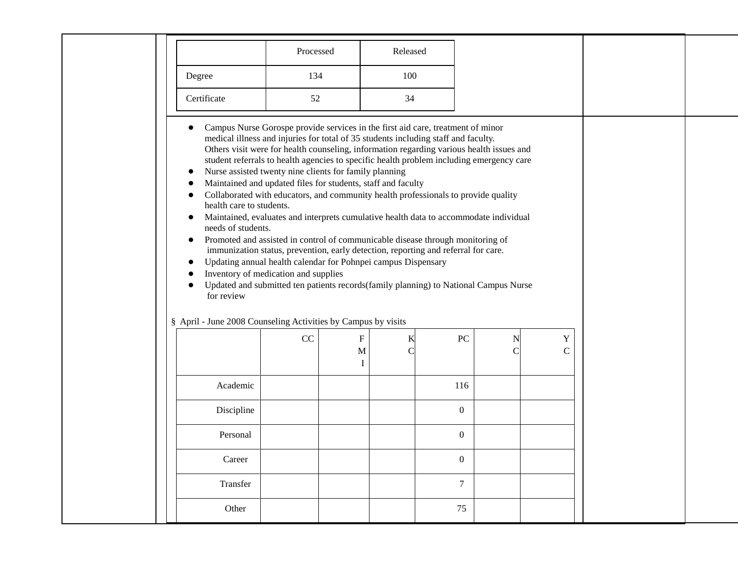| | Processed | Released |
|---|---|---|
| Degree | 134 | 100 |
| Certificate | 52 | 34 |

- Campus Nurse Gorospe provide services in the first aid care, treatment of minor medical illness and injuries for total of 35 students including staff and faculty. Others visit were for health counseling, information regarding various health issues and student referrals to health agencies to specific health problem including emergency care
- Nurse assisted twenty nine clients for family planning
- Maintained and updated files for students, staff and faculty
- Collaborated with educators, and community health professionals to provide quality health care to students.
- Maintained, evaluates and interprets cumulative health data to accommodate individual needs of students.
- Promoted and assisted in control of communicable disease through monitoring of immunization status, prevention, early detection, reporting and referral for care.
- Updating annual health calendar for Pohnpei campus Dispensary
- Inventory of medication and supplies
- Updated and submitted ten patients records(family planning) to National Campus Nurse for review

§ April - June 2008 Counseling Activities by Campus by visits

| | CC | FMI | KC | PC | NC | YC |
|---|---|---|---|---|---|---|
| Academic | | | | 116 | | |
| Discipline | | | | 0 | | |
| Personal | | | | 0 | | |
| Career | | | | 0 | | |
| Transfer | | | | 7 | | |
| Other | | | | 75 | | |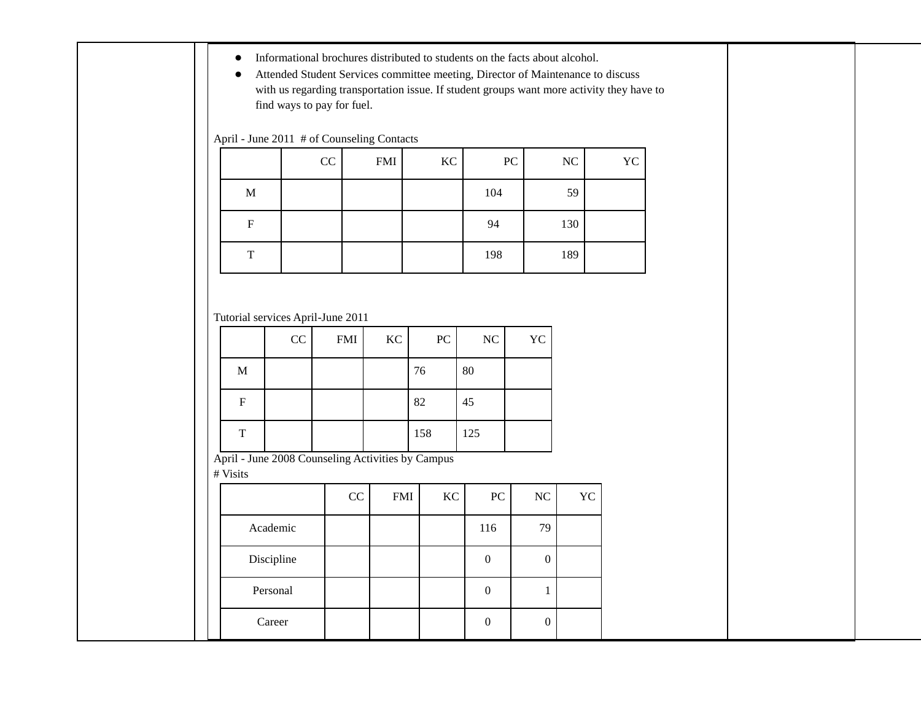- Informational brochures distributed to students on the facts about alcohol.
- Attended Student Services committee meeting, Director of Maintenance to discuss with us regarding transportation issue. If student groups want more activity they have to find ways to pay for fuel.

April - June 2011 # of Counseling Contacts

| | CC | FMI | KC | PC | NC | YC |
|---|---|---|---|---|---|---|
| M | | | | 104 | 59 | |
| F | | | | 94 | 130 | |
| T | | | | 198 | 189 | |

Tutorial services April-June 2011

| | CC | FMI | KC | PC | NC | YC |
|---|---|---|---|---|---|---|
| M | | | | 76 | 80 | |
| F | | | | 82 | 45 | |
| T | | | | 158 | 125 | |

April - June 2008 Counseling Activities by Campus
# Visits

| | CC | FMI | KC | PC | NC | YC |
|---|---|---|---|---|---|---|
| Academic | | | | 116 | 79 | |
| Discipline | | | | 0 | 0 | |
| Personal | | | | 0 | 1 | |
| Career | | | | 0 | 0 | |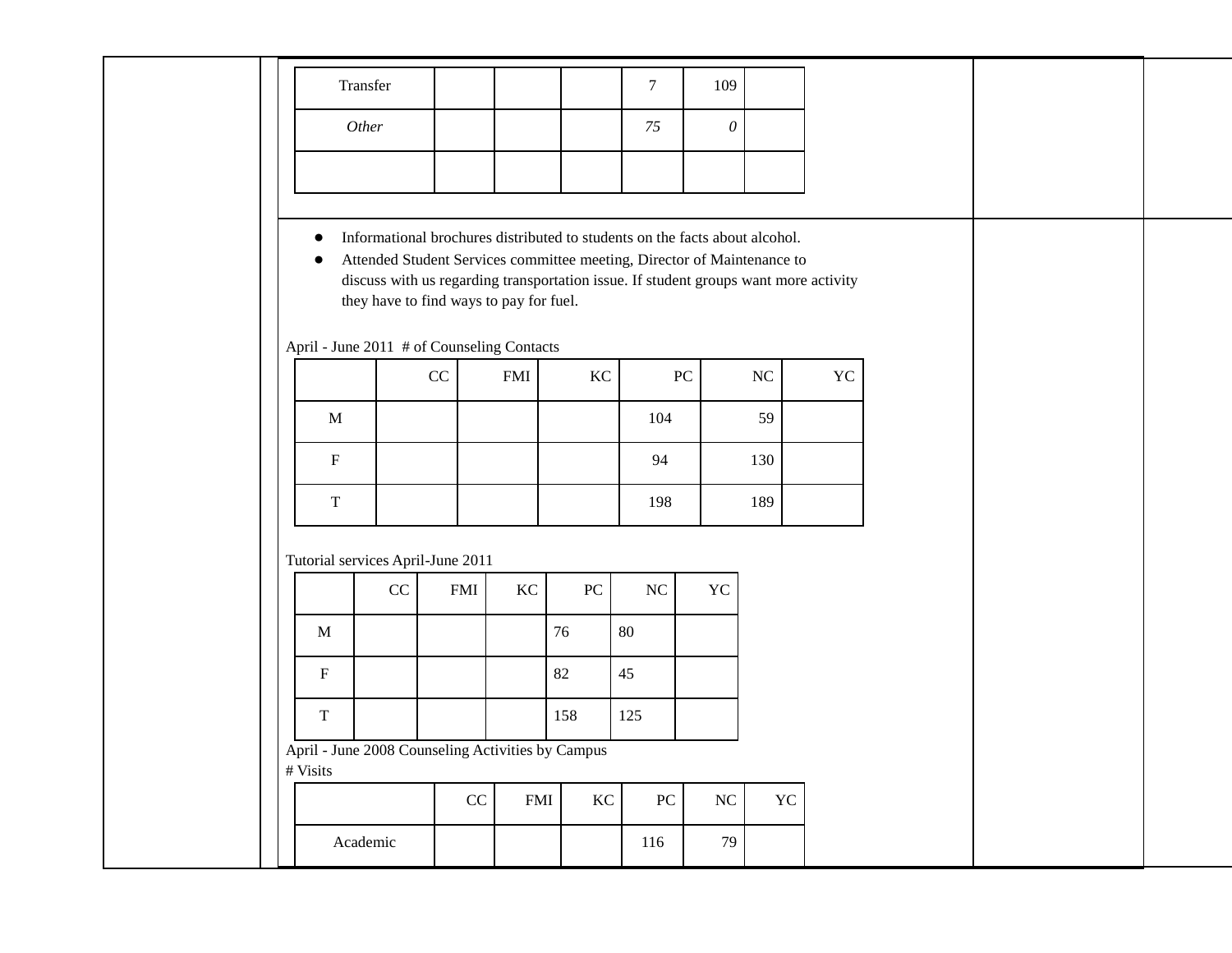| Transfer | | | | 7 | 109 | |
|---|---|---|---|---|---|---|
| *Other* | | | | *75* | *0* | |
| | | | | | | |

- Informational brochures distributed to students on the facts about alcohol.
- Attended Student Services committee meeting, Director of Maintenance to discuss with us regarding transportation issue. If student groups want more activity they have to find ways to pay for fuel.

April - June 2011 # of Counseling Contacts

| | CC | FMI | KC | PC | NC | YC |
|---|---|---|---|---|---|---|
| M | | | | 104 | 59 | |
| F | | | | 94 | 130 | |
| T | | | | 198 | 189 | |

Tutorial services April-June 2011

| | CC | FMI | KC | PC | NC | YC |
|---|---|---|---|---|---|---|
| M | | | | 76 | 80 | |
| F | | | | 82 | 45 | |
| T | | | | 158 | 125 | |

April - June 2008 Counseling Activities by Campus
# Visits

| | CC | FMI | KC | PC | NC | YC |
|---|---|---|---|---|---|---|
| Academic | | | | 116 | 79 | |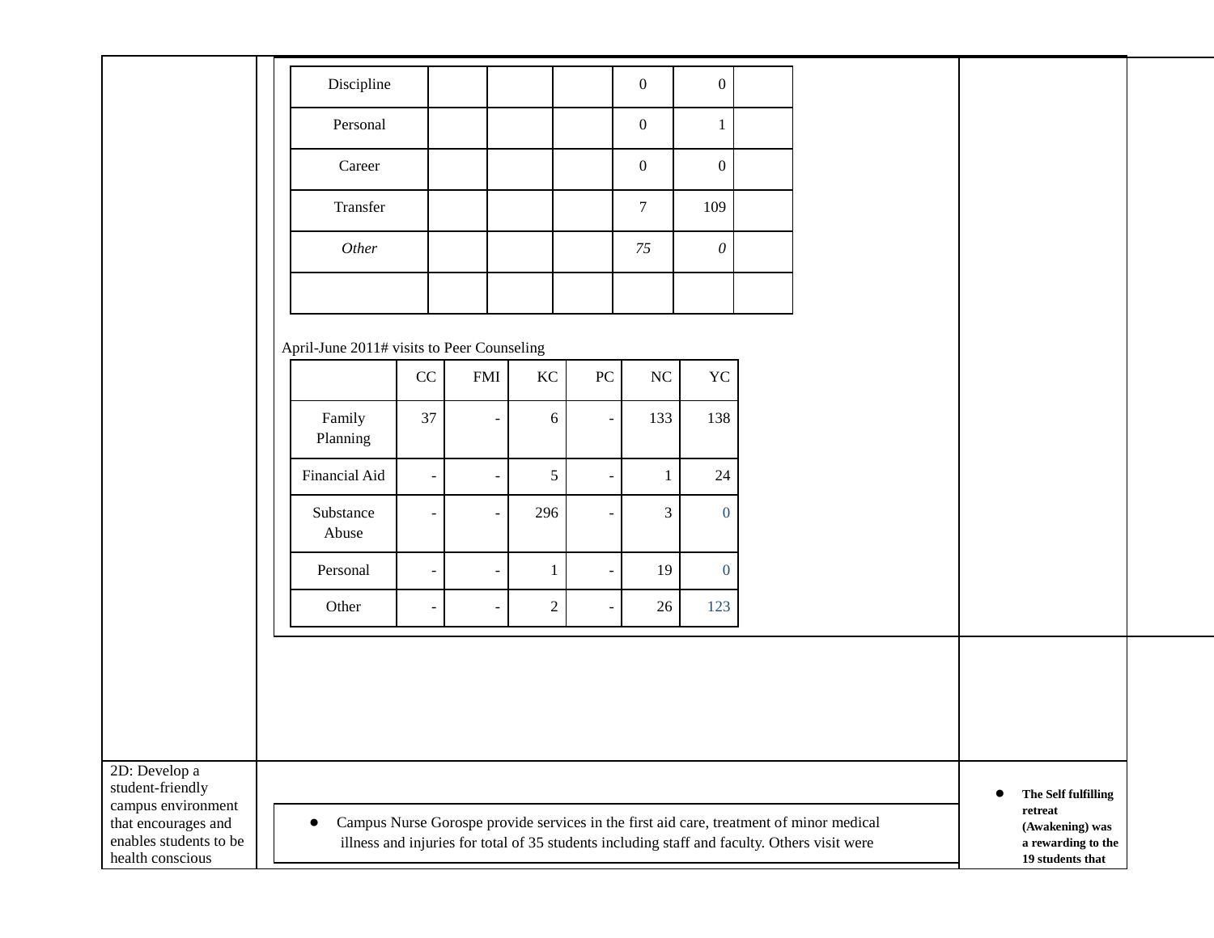| Discipline | | | | 0 | 0 | |
|---|---|---|---|---|---|---|
| Personal | | | | 0 | 1 | |
| Career | | | | 0 | 0 | |
| Transfer | | | | 7 | 109 | |
| *Other* | | | | *75* | *0* | |
| | | | | | | |

April-June 2011# visits to Peer Counseling

| | CC | FMI | KC | PC | NC | YC |
|---|---|---|---|---|---|---|
| Family Planning | 37 | - | 6 | - | 133 | 138 |
| Financial Aid | - | - | 5 | - | 1 | 24 |
| Substance Abuse | - | - | 296 | - | 3 | 0 |
| Personal | - | - | 1 | - | 19 | 0 |
| Other | - | - | 2 | - | 26 | 123 |

2D: Develop a student-friendly campus environment that encourages and enables students to be health conscious

- Campus Nurse Gorospe provide services in the first aid care, treatment of minor medical illness and injuries for total of 35 students including staff and faculty. Others visit were

- **The Self fulfilling retreat (Awakening) was a rewarding to the 19 students that**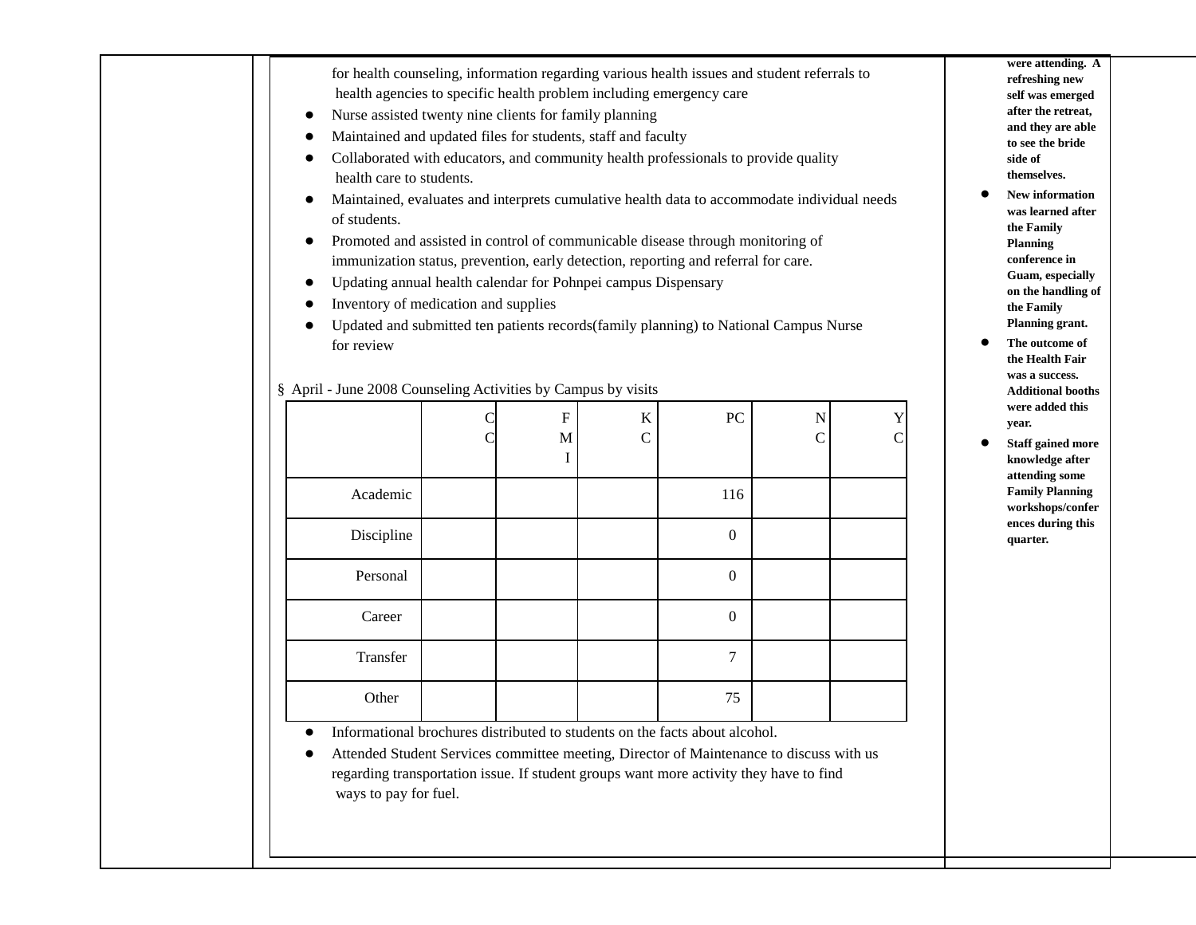for health counseling, information regarding various health issues and student referrals to health agencies to specific health problem including emergency care

- Nurse assisted twenty nine clients for family planning
- Maintained and updated files for students, staff and faculty
- Collaborated with educators, and community health professionals to provide quality health care to students.
- Maintained, evaluates and interprets cumulative health data to accommodate individual needs of students.
- Promoted and assisted in control of communicable disease through monitoring of immunization status, prevention, early detection, reporting and referral for care.
- Updating annual health calendar for Pohnpei campus Dispensary
- Inventory of medication and supplies
- Updated and submitted ten patients records(family planning) to National Campus Nurse for review

§ April - June 2008 Counseling Activities by Campus by visits

| | CC | FMI | KC | PC | NC | YC |
|---|---|---|---|---|---|---|
| Academic | | | | 116 | | |
| Discipline | | | | 0 | | |
| Personal | | | | 0 | | |
| Career | | | | 0 | | |
| Transfer | | | | 7 | | |
| Other | | | | 75 | | |

- Informational brochures distributed to students on the facts about alcohol.
- Attended Student Services committee meeting, Director of Maintenance to discuss with us regarding transportation issue. If student groups want more activity they have to find ways to pay for fuel.

**were attending. A refreshing new self was emerged after the retreat, and they are able to see the bride side of themselves.**

- **New information was learned after the Family Planning conference in Guam, especially on the handling of the Family Planning grant.**
- **The outcome of the Health Fair was a success. Additional booths were added this year.**
- **Staff gained more knowledge after attending some Family Planning workshops/conferences during this quarter.**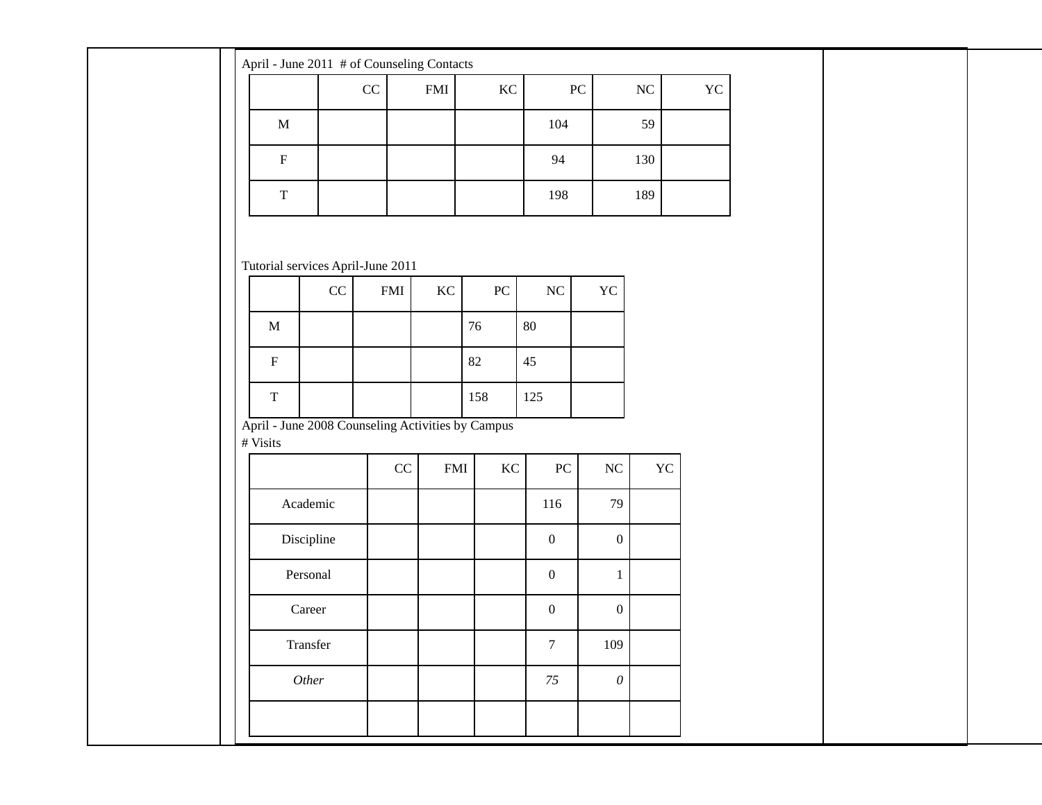April - June 2011 # of Counseling Contacts

| | CC | FMI | KC | PC | NC | YC |
|---|---|---|---|---|---|---|
| M | | | | 104 | 59 | |
| F | | | | 94 | 130 | |
| T | | | | 198 | 189 | |

Tutorial services April-June 2011

| | CC | FMI | KC | PC | NC | YC |
|---|---|---|---|---|---|---|
| M | | | | 76 | 80 | |
| F | | | | 82 | 45 | |
| T | | | | 158 | 125 | |

April - June 2008 Counseling Activities by Campus
# Visits

| | CC | FMI | KC | PC | NC | YC |
|---|---|---|---|---|---|---|
| Academic | | | | 116 | 79 | |
| Discipline | | | | 0 | 0 | |
| Personal | | | | 0 | 1 | |
| Career | | | | 0 | 0 | |
| Transfer | | | | 7 | 109 | |
| *Other* | | | | *75* | *0* | |
| | | | | | | |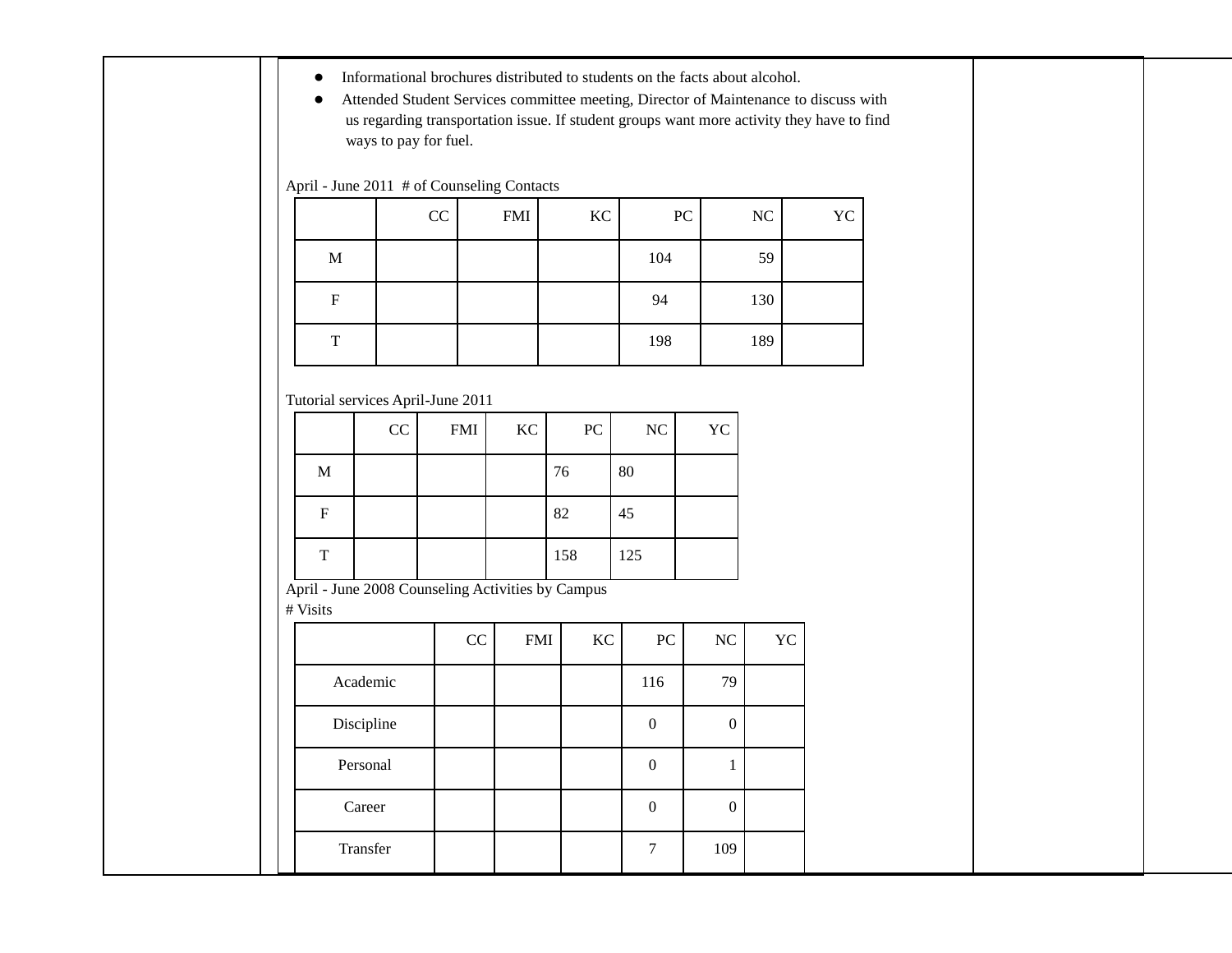- Informational brochures distributed to students on the facts about alcohol.
- Attended Student Services committee meeting, Director of Maintenance to discuss with us regarding transportation issue. If student groups want more activity they have to find ways to pay for fuel.

April - June 2011 # of Counseling Contacts

| | CC | FMI | KC | PC | NC | YC |
|---|---|---|---|---|---|---|
| M | | | | 104 | 59 | |
| F | | | | 94 | 130 | |
| T | | | | 198 | 189 | |

Tutorial services April-June 2011

| | CC | FMI | KC | PC | NC | YC |
|---|---|---|---|---|---|---|
| M | | | | 76 | 80 | |
| F | | | | 82 | 45 | |
| T | | | | 158 | 125 | |

April - June 2008 Counseling Activities by Campus
# Visits

| | CC | FMI | KC | PC | NC | YC |
|---|---|---|---|---|---|---|
| Academic | | | | 116 | 79 | |
| Discipline | | | | 0 | 0 | |
| Personal | | | | 0 | 1 | |
| Career | | | | 0 | 0 | |
| Transfer | | | | 7 | 109 | |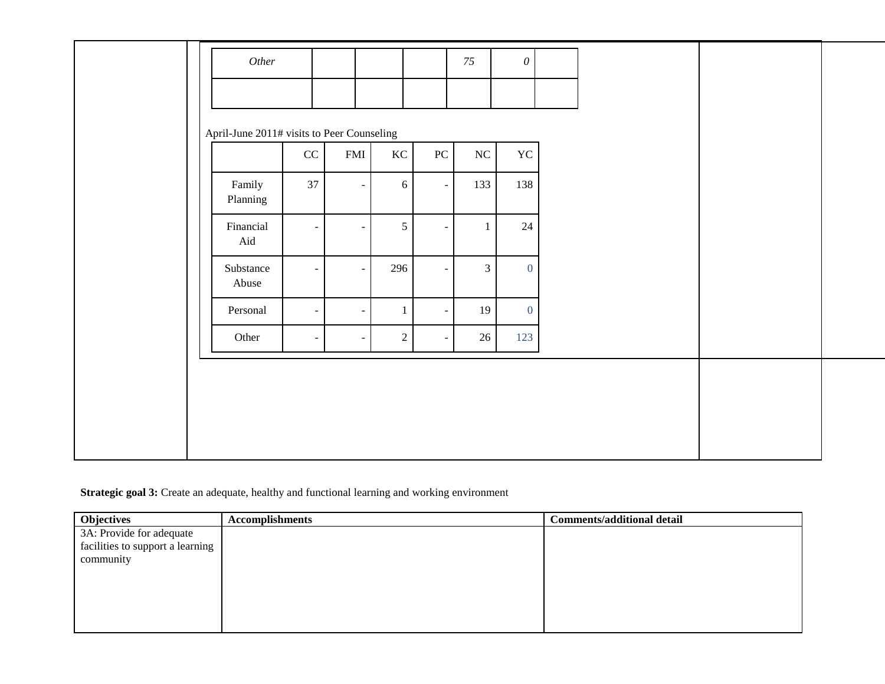| *Other* | | | | *75* | *0* | |
|---|---|---|---|---|---|---|
| | | | | | | |

April-June 2011# visits to Peer Counseling

| | CC | FMI | KC | PC | NC | YC |
|---|---|---|---|---|---|---|
| Family Planning | 37 | - | 6 | - | 133 | 138 |
| Financial Aid | - | - | 5 | - | 1 | 24 |
| Substance Abuse | - | - | 296 | - | 3 | 0 |
| Personal | - | - | 1 | - | 19 | 0 |
| Other | - | - | 2 | - | 26 | 123 |

**Strategic goal 3:** Create an adequate, healthy and functional learning and working environment

| **Objectives** | **Accomplishments** | **Comments/additional detail** |
|---|---|---|
| 3A: Provide for adequate facilities to support a learning community | | |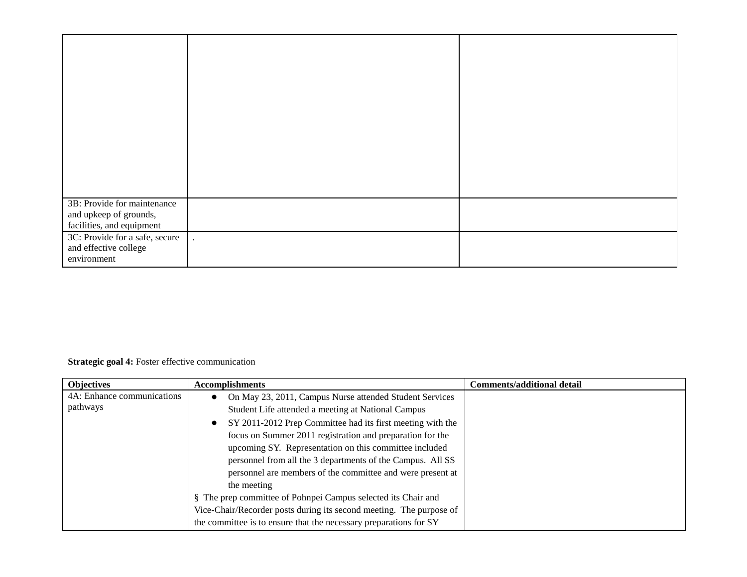| | | |
|---|---|---|
| | | |
| 3B: Provide for maintenance and upkeep of grounds, facilities, and equipment | | |
| 3C: Provide for a safe, secure and effective college environment | . | |

**Strategic goal 4:** Foster effective communication

| Objectives | Accomplishments | Comments/additional detail |
|---|---|---|
| 4A: Enhance communications pathways | ● On May 23, 2011, Campus Nurse attended Student Services Student Life attended a meeting at National Campus<br>● SY 2011-2012 Prep Committee had its first meeting with the focus on Summer 2011 registration and preparation for the upcoming SY. Representation on this committee included personnel from all the 3 departments of the Campus. All SS personnel are members of the committee and were present at the meeting<br>§ The prep committee of Pohnpei Campus selected its Chair and Vice-Chair/Recorder posts during its second meeting. The purpose of the committee is to ensure that the necessary preparations for SY | |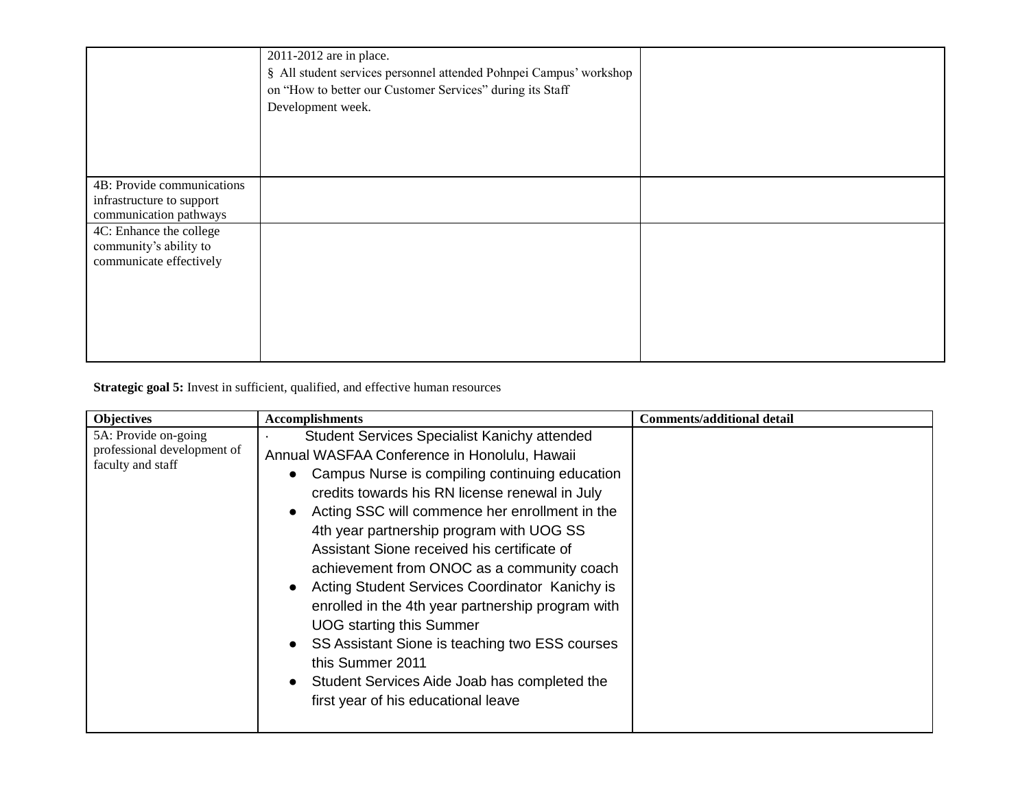| | | |
|---|---|---|
| | 2011-2012 are in place.<br>§ All student services personnel attended Pohnpei Campus' workshop on "How to better our Customer Services" during its Staff Development week. | |
| 4B: Provide communications infrastructure to support communication pathways | | |
| 4C: Enhance the college community's ability to communicate effectively | | |

**Strategic goal 5:** Invest in sufficient, qualified, and effective human resources

| Objectives | Accomplishments | Comments/additional detail |
|---|---|---|
| 5A: Provide on-going professional development of faculty and staff | · Student Services Specialist Kanichy attended Annual WASFAA Conference in Honolulu, Hawaii<br>● Campus Nurse is compiling continuing education credits towards his RN license renewal in July<br>● Acting SSC will commence her enrollment in the 4th year partnership program with UOG SS Assistant Sione received his certificate of achievement from ONOC as a community coach<br>● Acting Student Services Coordinator Kanichy is enrolled in the 4th year partnership program with UOG starting this Summer<br>● SS Assistant Sione is teaching two ESS courses this Summer 2011<br>● Student Services Aide Joab has completed the first year of his educational leave | |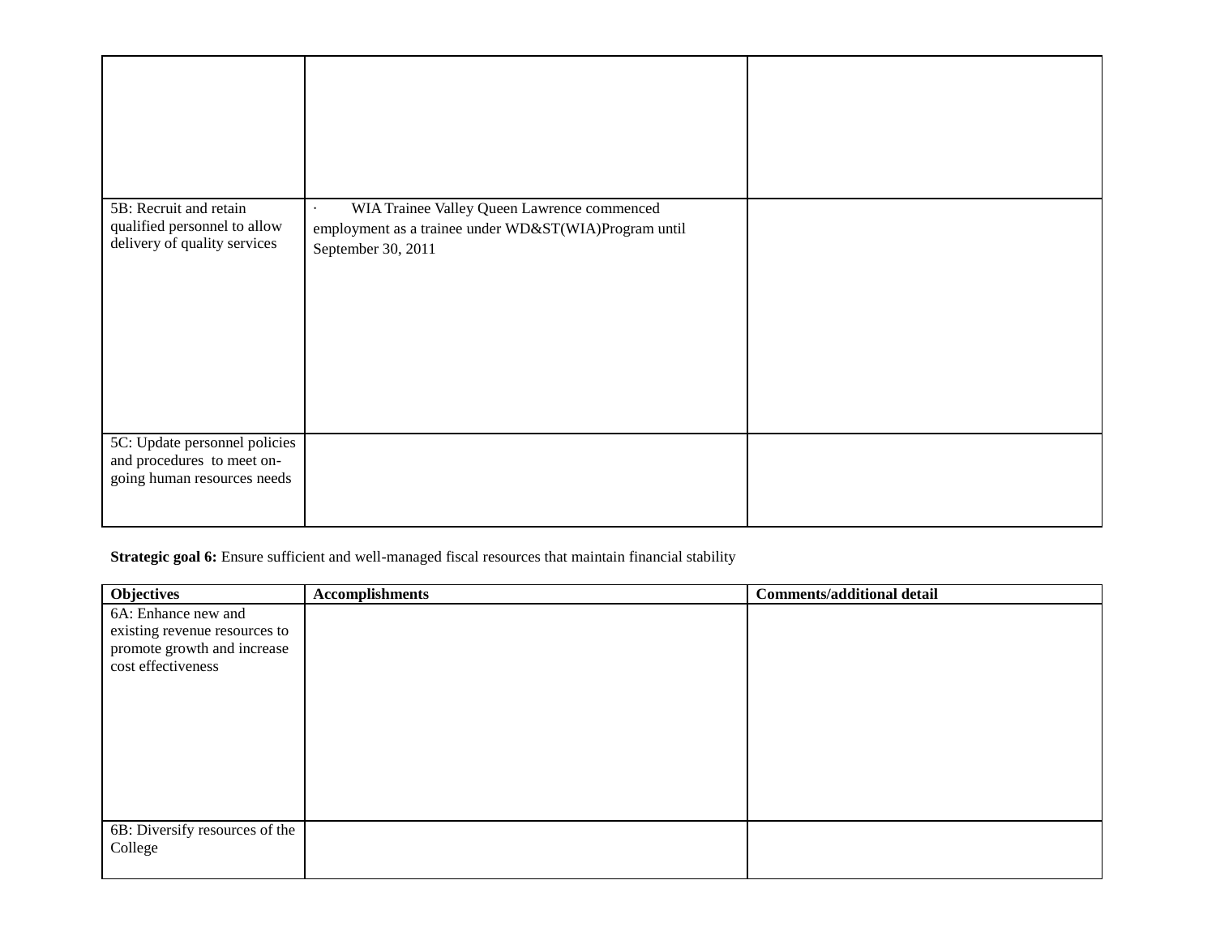| | | |
|---|---|---|
| | | |
| 5B: Recruit and retain qualified personnel to allow delivery of quality services | · WIA Trainee Valley Queen Lawrence commenced employment as a trainee under WD&ST(WIA)Program until September 30, 2011 | |
| 5C: Update personnel policies and procedures to meet on-going human resources needs | | |

**Strategic goal 6:** Ensure sufficient and well-managed fiscal resources that maintain financial stability

| Objectives | Accomplishments | Comments/additional detail |
|---|---|---|
| 6A: Enhance new and existing revenue resources to promote growth and increase cost effectiveness | | |
| 6B: Diversify resources of the College | | |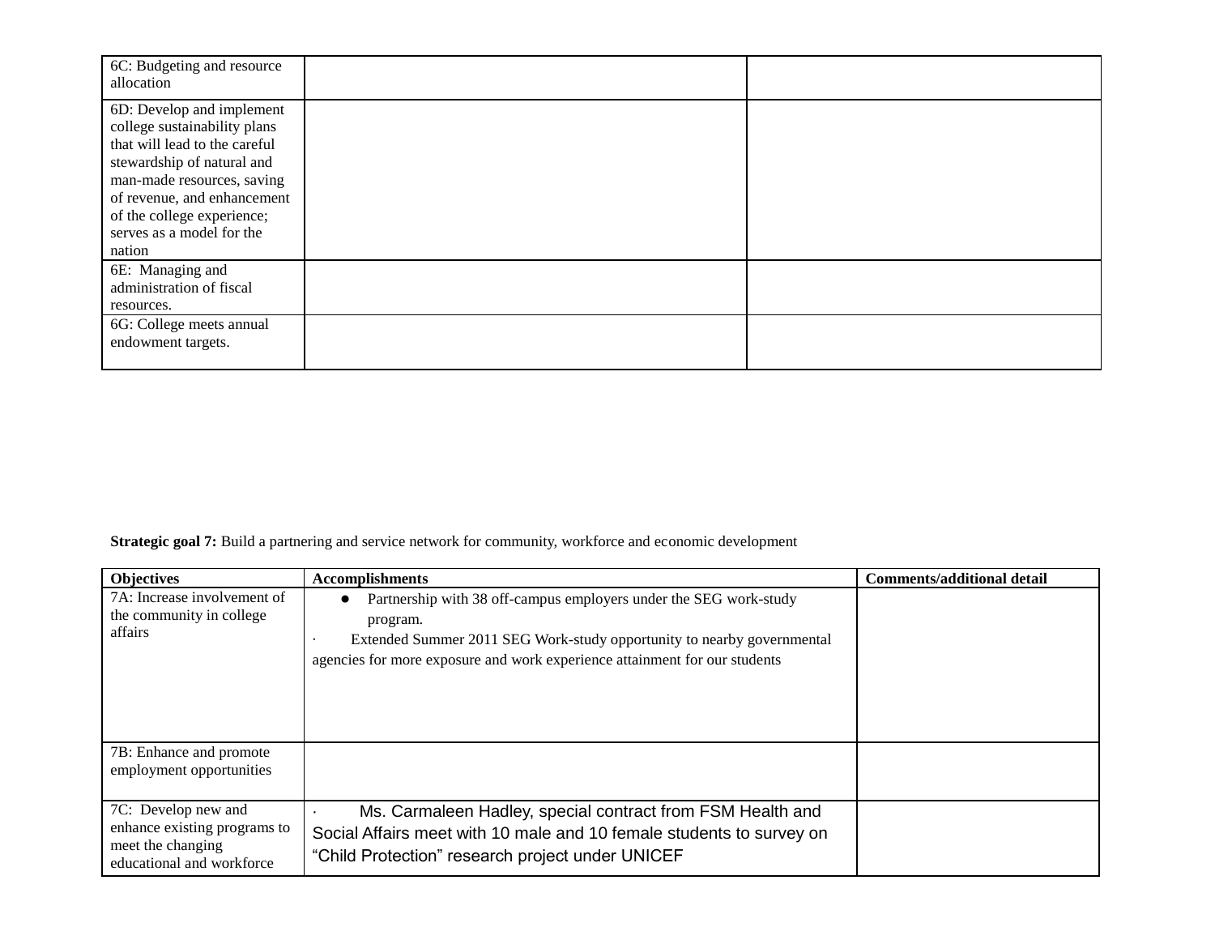| | | |
|---|---|---|
| 6C: Budgeting and resource allocation | | |
| 6D: Develop and implement college sustainability plans that will lead to the careful stewardship of natural and man-made resources, saving of revenue, and enhancement of the college experience; serves as a model for the nation | | |
| 6E: Managing and administration of fiscal resources. | | |
| 6G: College meets annual endowment targets. | | |

**Strategic goal 7:** Build a partnering and service network for community, workforce and economic development

| Objectives | Accomplishments | Comments/additional detail |
|---|---|---|
| 7A: Increase involvement of the community in college affairs | • Partnership with 38 off-campus employers under the SEG work-study program.<br>· Extended Summer 2011 SEG Work-study opportunity to nearby governmental agencies for more exposure and work experience attainment for our students | |
| 7B: Enhance and promote employment opportunities | | |
| 7C: Develop new and enhance existing programs to meet the changing educational and workforce | · Ms. Carmaleen Hadley, special contract from FSM Health and Social Affairs meet with 10 male and 10 female students to survey on "Child Protection" research project under UNICEF | |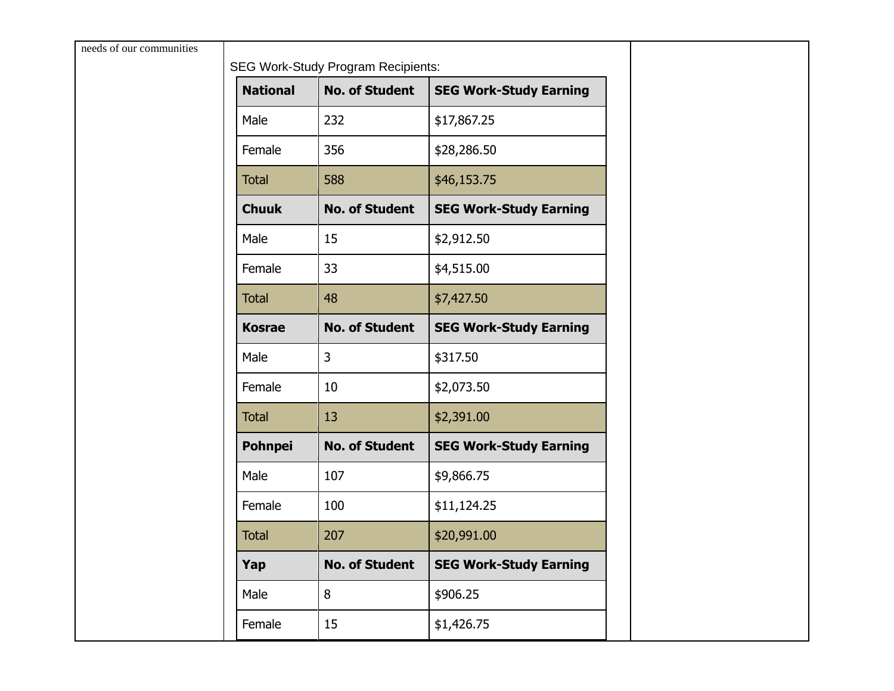needs of our communities

SEG Work-Study Program Recipients:

| National | No. of Student | SEG Work-Study Earning |
|---|---|---|
| Male | 232 | $17,867.25 |
| Female | 356 | $28,286.50 |
| Total | 588 | $46,153.75 |
| **Chuuk** | **No. of Student** | **SEG Work-Study Earning** |
| Male | 15 | $2,912.50 |
| Female | 33 | $4,515.00 |
| Total | 48 | $7,427.50 |
| **Kosrae** | **No. of Student** | **SEG Work-Study Earning** |
| Male | 3 | $317.50 |
| Female | 10 | $2,073.50 |
| Total | 13 | $2,391.00 |
| **Pohnpei** | **No. of Student** | **SEG Work-Study Earning** |
| Male | 107 | $9,866.75 |
| Female | 100 | $11,124.25 |
| Total | 207 | $20,991.00 |
| **Yap** | **No. of Student** | **SEG Work-Study Earning** |
| Male | 8 | $906.25 |
| Female | 15 | $1,426.75 |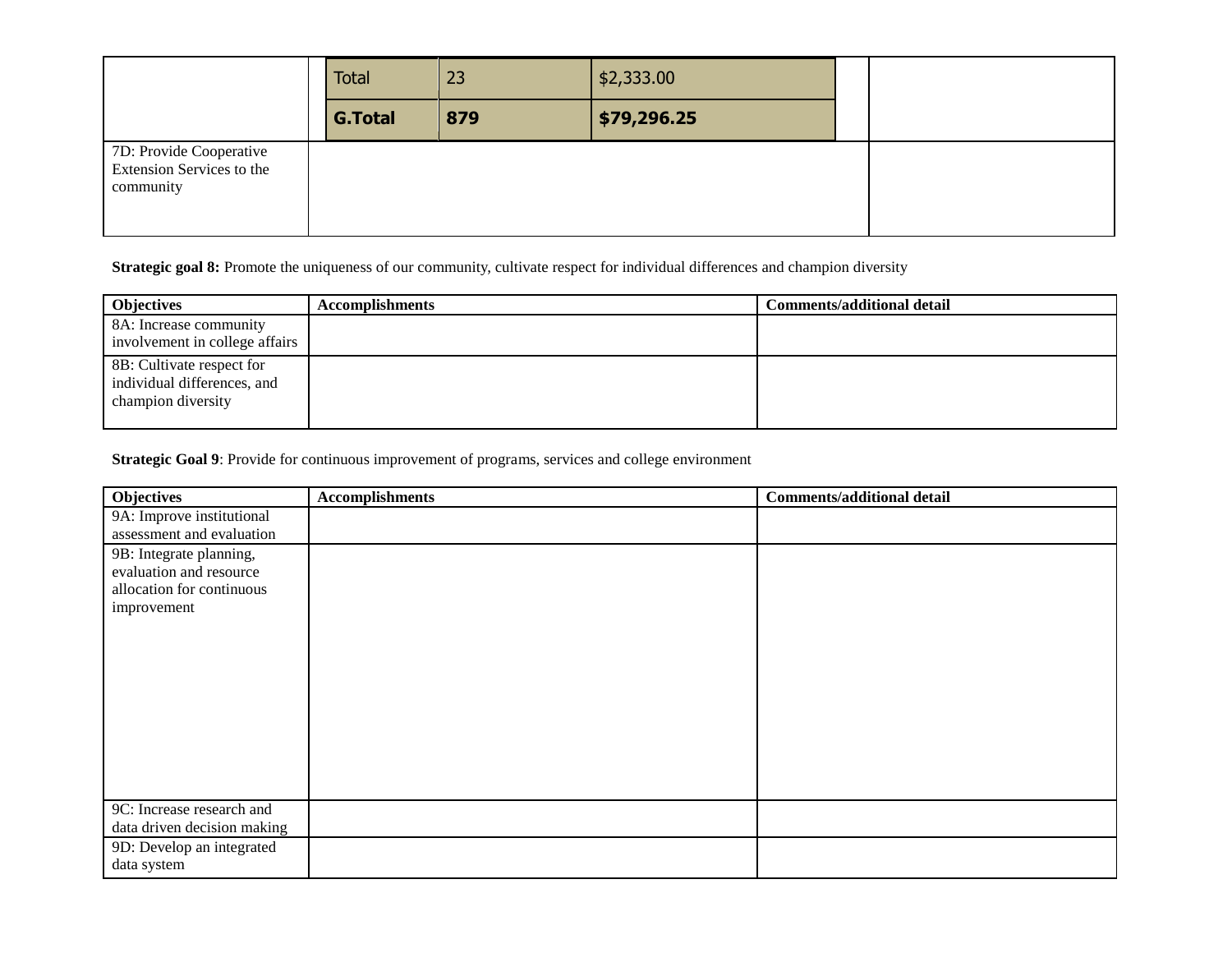| | | | | | |
|---|---|---|---|---|---|
| | | Total | 23 | $2,333.00 | |
| | | G.Total | 879 | $79,296.25 | |
| 7D: Provide Cooperative Extension Services to the community | | | | | |

**Strategic goal 8:** Promote the uniqueness of our community, cultivate respect for individual differences and champion diversity

| Objectives | Accomplishments | Comments/additional detail |
|---|---|---|
| 8A: Increase community involvement in college affairs | | |
| 8B: Cultivate respect for individual differences, and champion diversity | | |

**Strategic Goal 9**: Provide for continuous improvement of programs, services and college environment

| Objectives | Accomplishments | Comments/additional detail |
|---|---|---|
| 9A: Improve institutional assessment and evaluation | | |
| 9B: Integrate planning, evaluation and resource allocation for continuous improvement | | |
| 9C: Increase research and data driven decision making | | |
| 9D: Develop an integrated data system | | |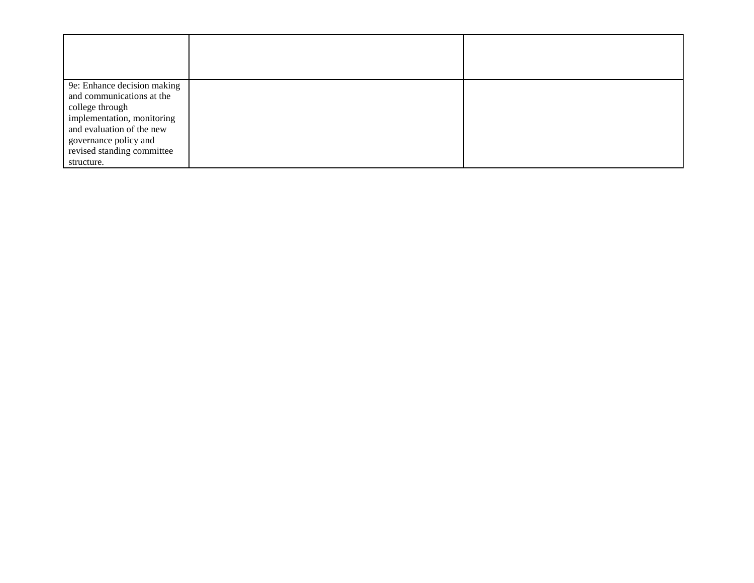| | | |
|---|---|---|
| | | |
| 9e: Enhance decision making and communications at the college through implementation, monitoring and evaluation of the new governance policy and revised standing committee structure. | | |